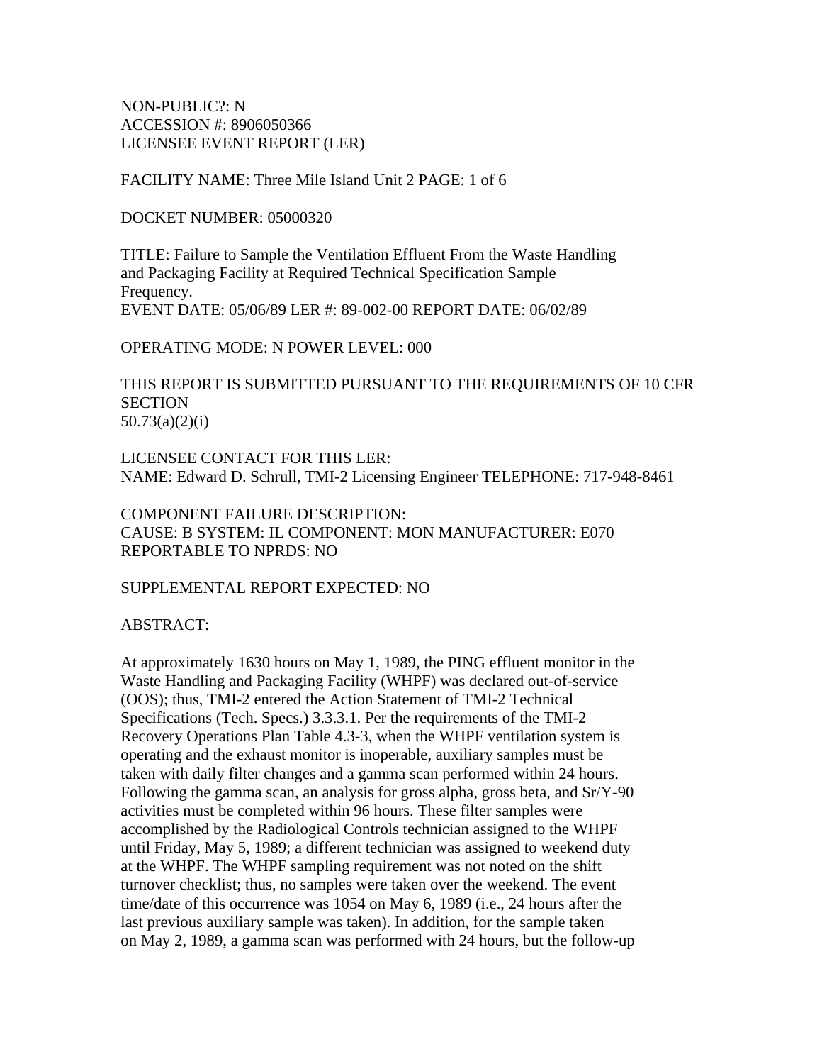NON-PUBLIC?: N
ACCESSION #: 8906050366
LICENSEE EVENT REPORT (LER)

FACILITY NAME: Three Mile Island Unit 2 PAGE: 1 of 6

DOCKET NUMBER: 05000320

TITLE: Failure to Sample the Ventilation Effluent From the Waste Handling and Packaging Facility at Required Technical Specification Sample Frequency.
EVENT DATE: 05/06/89 LER #: 89-002-00 REPORT DATE: 06/02/89

OPERATING MODE: N POWER LEVEL: 000

THIS REPORT IS SUBMITTED PURSUANT TO THE REQUIREMENTS OF 10 CFR SECTION
50.73(a)(2)(i)

LICENSEE CONTACT FOR THIS LER:
NAME: Edward D. Schrull, TMI-2 Licensing Engineer TELEPHONE: 717-948-8461

COMPONENT FAILURE DESCRIPTION:
CAUSE: B SYSTEM: IL COMPONENT: MON MANUFACTURER: E070
REPORTABLE TO NPRDS: NO

SUPPLEMENTAL REPORT EXPECTED: NO

ABSTRACT:

At approximately 1630 hours on May 1, 1989, the PING effluent monitor in the Waste Handling and Packaging Facility (WHPF) was declared out-of-service (OOS); thus, TMI-2 entered the Action Statement of TMI-2 Technical Specifications (Tech. Specs.) 3.3.3.1. Per the requirements of the TMI-2 Recovery Operations Plan Table 4.3-3, when the WHPF ventilation system is operating and the exhaust monitor is inoperable, auxiliary samples must be taken with daily filter changes and a gamma scan performed within 24 hours. Following the gamma scan, an analysis for gross alpha, gross beta, and Sr/Y-90 activities must be completed within 96 hours. These filter samples were accomplished by the Radiological Controls technician assigned to the WHPF until Friday, May 5, 1989; a different technician was assigned to weekend duty at the WHPF. The WHPF sampling requirement was not noted on the shift turnover checklist; thus, no samples were taken over the weekend. The event time/date of this occurrence was 1054 on May 6, 1989 (i.e., 24 hours after the last previous auxiliary sample was taken). In addition, for the sample taken on May 2, 1989, a gamma scan was performed with 24 hours, but the follow-up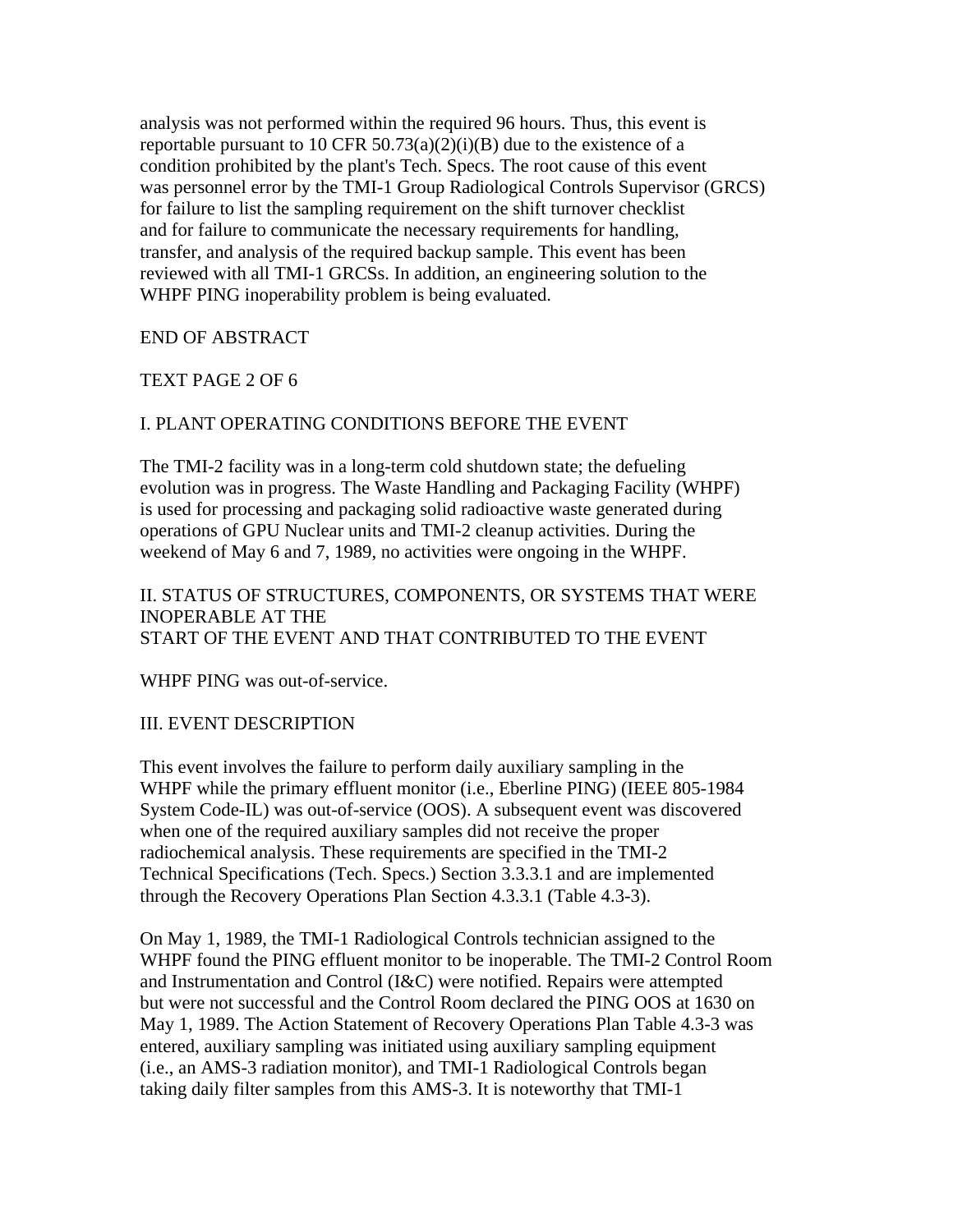analysis was not performed within the required 96 hours. Thus, this event is reportable pursuant to 10 CFR 50.73(a)(2)(i)(B) due to the existence of a condition prohibited by the plant's Tech. Specs. The root cause of this event was personnel error by the TMI-1 Group Radiological Controls Supervisor (GRCS) for failure to list the sampling requirement on the shift turnover checklist and for failure to communicate the necessary requirements for handling, transfer, and analysis of the required backup sample. This event has been reviewed with all TMI-1 GRCSs. In addition, an engineering solution to the WHPF PING inoperability problem is being evaluated.

END OF ABSTRACT

TEXT PAGE 2 OF 6

## I. PLANT OPERATING CONDITIONS BEFORE THE EVENT

The TMI-2 facility was in a long-term cold shutdown state; the defueling evolution was in progress. The Waste Handling and Packaging Facility (WHPF) is used for processing and packaging solid radioactive waste generated during operations of GPU Nuclear units and TMI-2 cleanup activities. During the weekend of May 6 and 7, 1989, no activities were ongoing in the WHPF.

## II. STATUS OF STRUCTURES, COMPONENTS, OR SYSTEMS THAT WERE INOPERABLE AT THE START OF THE EVENT AND THAT CONTRIBUTED TO THE EVENT

WHPF PING was out-of-service.

## III. EVENT DESCRIPTION

This event involves the failure to perform daily auxiliary sampling in the WHPF while the primary effluent monitor (i.e., Eberline PING) (IEEE 805-1984 System Code-IL) was out-of-service (OOS). A subsequent event was discovered when one of the required auxiliary samples did not receive the proper radiochemical analysis. These requirements are specified in the TMI-2 Technical Specifications (Tech. Specs.) Section 3.3.3.1 and are implemented through the Recovery Operations Plan Section 4.3.3.1 (Table 4.3-3).

On May 1, 1989, the TMI-1 Radiological Controls technician assigned to the WHPF found the PING effluent monitor to be inoperable. The TMI-2 Control Room and Instrumentation and Control (I&C) were notified. Repairs were attempted but were not successful and the Control Room declared the PING OOS at 1630 on May 1, 1989. The Action Statement of Recovery Operations Plan Table 4.3-3 was entered, auxiliary sampling was initiated using auxiliary sampling equipment (i.e., an AMS-3 radiation monitor), and TMI-1 Radiological Controls began taking daily filter samples from this AMS-3. It is noteworthy that TMI-1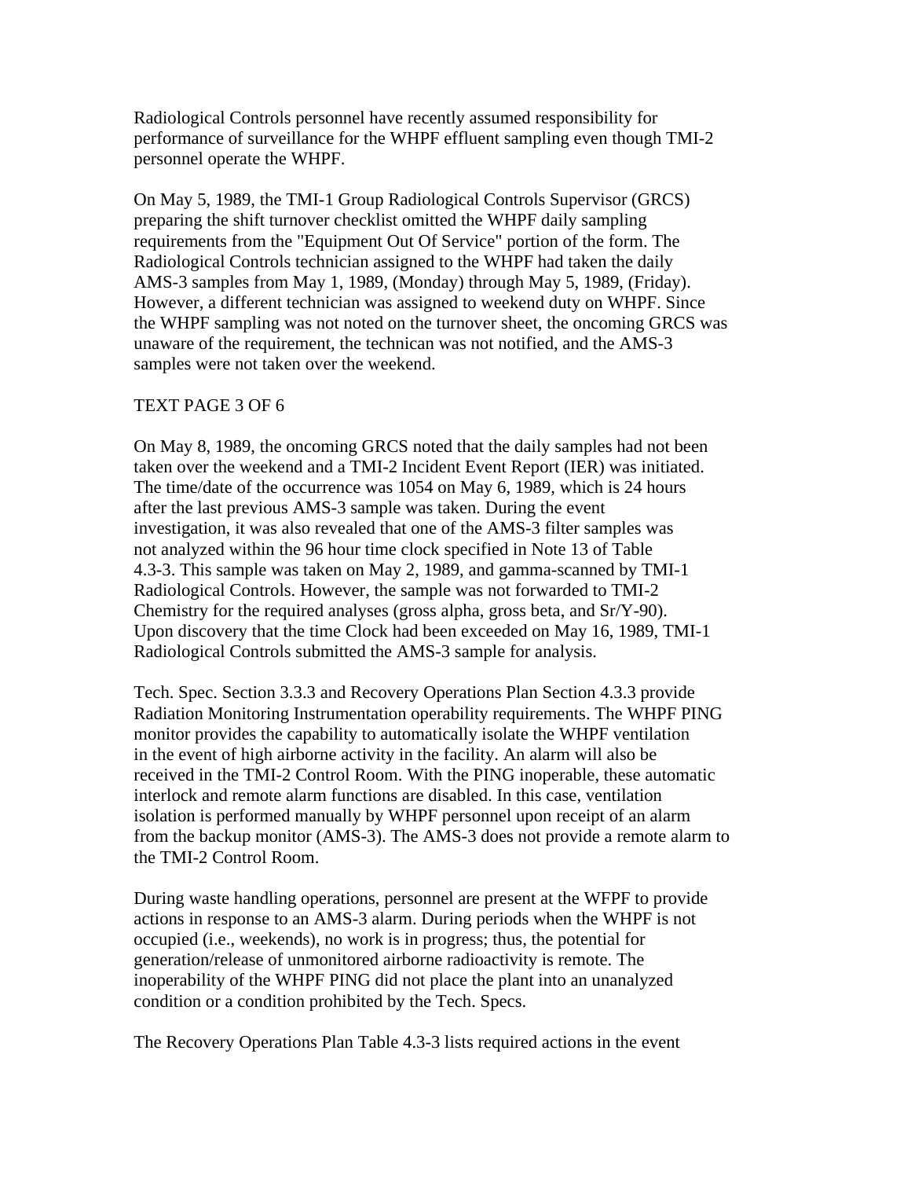Radiological Controls personnel have recently assumed responsibility for performance of surveillance for the WHPF effluent sampling even though TMI-2 personnel operate the WHPF.

On May 5, 1989, the TMI-1 Group Radiological Controls Supervisor (GRCS) preparing the shift turnover checklist omitted the WHPF daily sampling requirements from the "Equipment Out Of Service" portion of the form. The Radiological Controls technician assigned to the WHPF had taken the daily AMS-3 samples from May 1, 1989, (Monday) through May 5, 1989, (Friday). However, a different technician was assigned to weekend duty on WHPF. Since the WHPF sampling was not noted on the turnover sheet, the oncoming GRCS was unaware of the requirement, the technican was not notified, and the AMS-3 samples were not taken over the weekend.

TEXT PAGE 3 OF 6

On May 8, 1989, the oncoming GRCS noted that the daily samples had not been taken over the weekend and a TMI-2 Incident Event Report (IER) was initiated. The time/date of the occurrence was 1054 on May 6, 1989, which is 24 hours after the last previous AMS-3 sample was taken. During the event investigation, it was also revealed that one of the AMS-3 filter samples was not analyzed within the 96 hour time clock specified in Note 13 of Table 4.3-3. This sample was taken on May 2, 1989, and gamma-scanned by TMI-1 Radiological Controls. However, the sample was not forwarded to TMI-2 Chemistry for the required analyses (gross alpha, gross beta, and Sr/Y-90). Upon discovery that the time Clock had been exceeded on May 16, 1989, TMI-1 Radiological Controls submitted the AMS-3 sample for analysis.

Tech. Spec. Section 3.3.3 and Recovery Operations Plan Section 4.3.3 provide Radiation Monitoring Instrumentation operability requirements. The WHPF PING monitor provides the capability to automatically isolate the WHPF ventilation in the event of high airborne activity in the facility. An alarm will also be received in the TMI-2 Control Room. With the PING inoperable, these automatic interlock and remote alarm functions are disabled. In this case, ventilation isolation is performed manually by WHPF personnel upon receipt of an alarm from the backup monitor (AMS-3). The AMS-3 does not provide a remote alarm to the TMI-2 Control Room.

During waste handling operations, personnel are present at the WFPF to provide actions in response to an AMS-3 alarm. During periods when the WHPF is not occupied (i.e., weekends), no work is in progress; thus, the potential for generation/release of unmonitored airborne radioactivity is remote. The inoperability of the WHPF PING did not place the plant into an unanalyzed condition or a condition prohibited by the Tech. Specs.

The Recovery Operations Plan Table 4.3-3 lists required actions in the event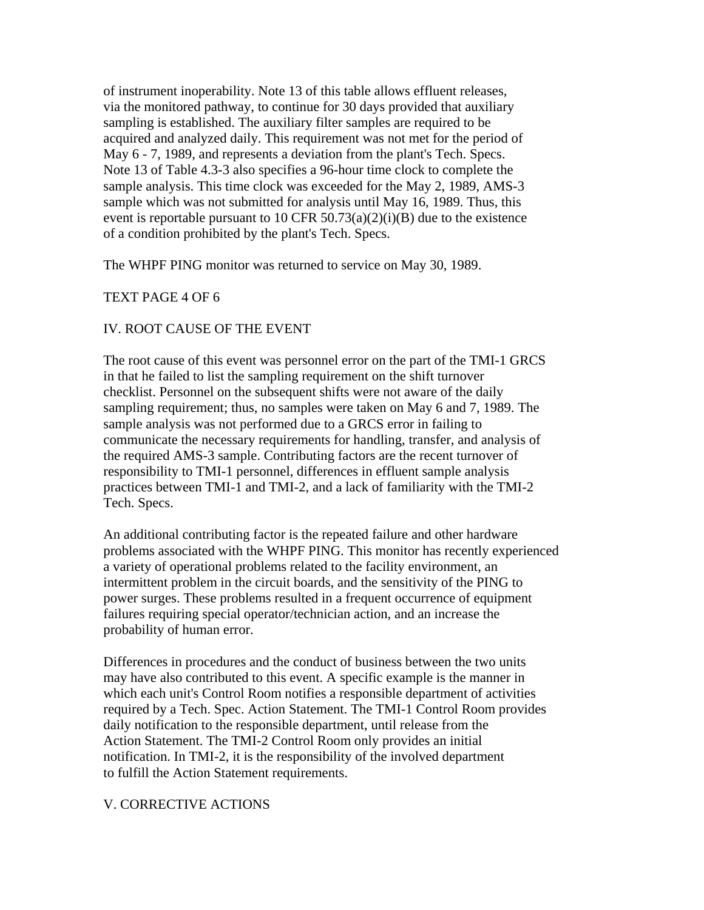of instrument inoperability. Note 13 of this table allows effluent releases, via the monitored pathway, to continue for 30 days provided that auxiliary sampling is established. The auxiliary filter samples are required to be acquired and analyzed daily. This requirement was not met for the period of May 6 - 7, 1989, and represents a deviation from the plant's Tech. Specs. Note 13 of Table 4.3-3 also specifies a 96-hour time clock to complete the sample analysis. This time clock was exceeded for the May 2, 1989, AMS-3 sample which was not submitted for analysis until May 16, 1989. Thus, this event is reportable pursuant to 10 CFR 50.73(a)(2)(i)(B) due to the existence of a condition prohibited by the plant's Tech. Specs.

The WHPF PING monitor was returned to service on May 30, 1989.

TEXT PAGE 4 OF 6

## IV. ROOT CAUSE OF THE EVENT

The root cause of this event was personnel error on the part of the TMI-1 GRCS in that he failed to list the sampling requirement on the shift turnover checklist. Personnel on the subsequent shifts were not aware of the daily sampling requirement; thus, no samples were taken on May 6 and 7, 1989. The sample analysis was not performed due to a GRCS error in failing to communicate the necessary requirements for handling, transfer, and analysis of the required AMS-3 sample. Contributing factors are the recent turnover of responsibility to TMI-1 personnel, differences in effluent sample analysis practices between TMI-1 and TMI-2, and a lack of familiarity with the TMI-2 Tech. Specs.

An additional contributing factor is the repeated failure and other hardware problems associated with the WHPF PING. This monitor has recently experienced a variety of operational problems related to the facility environment, an intermittent problem in the circuit boards, and the sensitivity of the PING to power surges. These problems resulted in a frequent occurrence of equipment failures requiring special operator/technician action, and an increase the probability of human error.

Differences in procedures and the conduct of business between the two units may have also contributed to this event. A specific example is the manner in which each unit's Control Room notifies a responsible department of activities required by a Tech. Spec. Action Statement. The TMI-1 Control Room provides daily notification to the responsible department, until release from the Action Statement. The TMI-2 Control Room only provides an initial notification. In TMI-2, it is the responsibility of the involved department to fulfill the Action Statement requirements.

## V. CORRECTIVE ACTIONS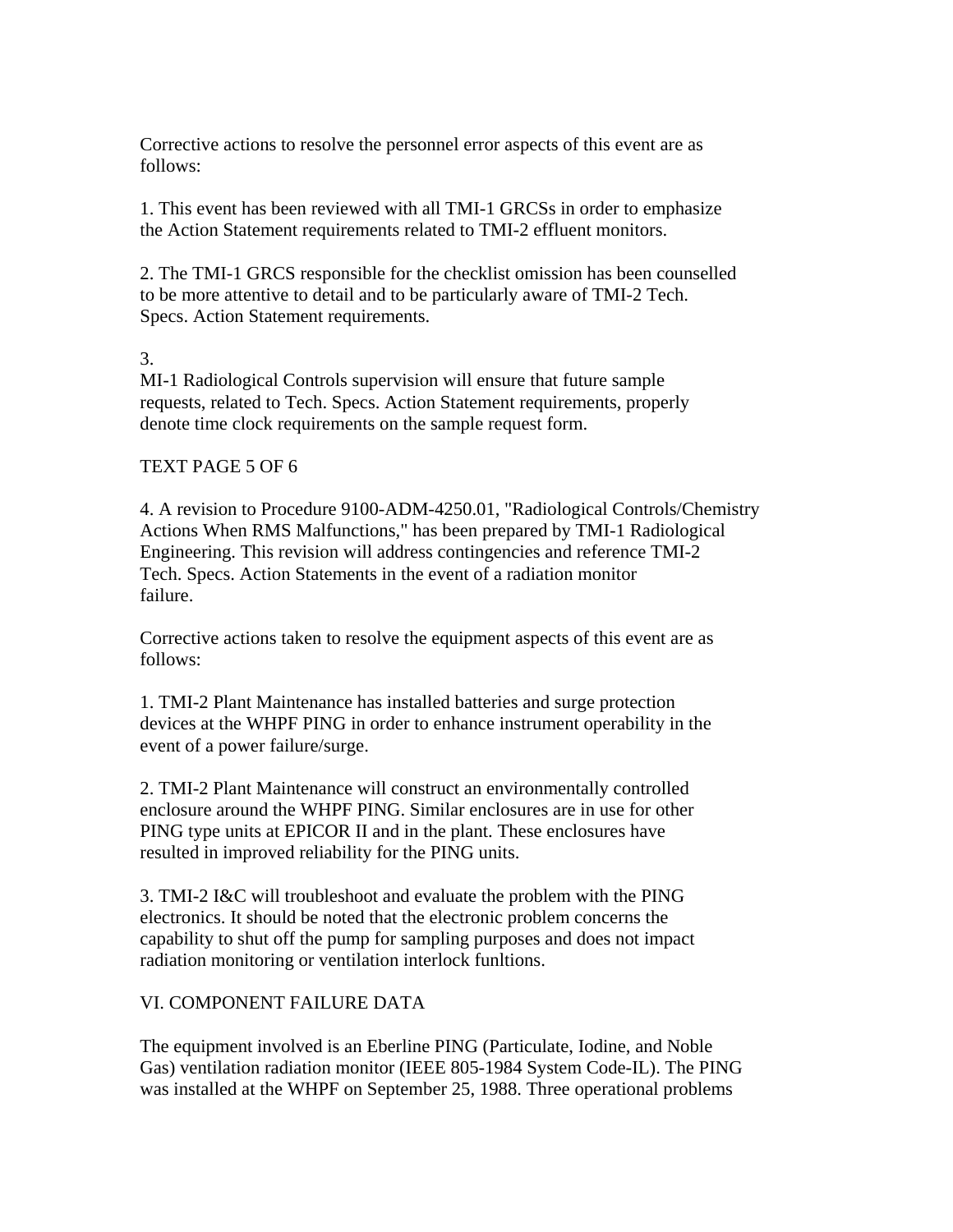Corrective actions to resolve the personnel error aspects of this event are as follows:

1. This event has been reviewed with all TMI-1 GRCSs in order to emphasize the Action Statement requirements related to TMI-2 effluent monitors.

2. The TMI-1 GRCS responsible for the checklist omission has been counselled to be more attentive to detail and to be particularly aware of TMI-2 Tech. Specs. Action Statement requirements.

3.
MI-1 Radiological Controls supervision will ensure that future sample requests, related to Tech. Specs. Action Statement requirements, properly denote time clock requirements on the sample request form.

TEXT PAGE 5 OF 6

4. A revision to Procedure 9100-ADM-4250.01, "Radiological Controls/Chemistry Actions When RMS Malfunctions," has been prepared by TMI-1 Radiological Engineering. This revision will address contingencies and reference TMI-2 Tech. Specs. Action Statements in the event of a radiation monitor failure.

Corrective actions taken to resolve the equipment aspects of this event are as follows:

1. TMI-2 Plant Maintenance has installed batteries and surge protection devices at the WHPF PING in order to enhance instrument operability in the event of a power failure/surge.

2. TMI-2 Plant Maintenance will construct an environmentally controlled enclosure around the WHPF PING. Similar enclosures are in use for other PING type units at EPICOR II and in the plant. These enclosures have resulted in improved reliability for the PING units.

3. TMI-2 I&C will troubleshoot and evaluate the problem with the PING electronics. It should be noted that the electronic problem concerns the capability to shut off the pump for sampling purposes and does not impact radiation monitoring or ventilation interlock funltions.

VI. COMPONENT FAILURE DATA

The equipment involved is an Eberline PING (Particulate, Iodine, and Noble Gas) ventilation radiation monitor (IEEE 805-1984 System Code-IL). The PING was installed at the WHPF on September 25, 1988. Three operational problems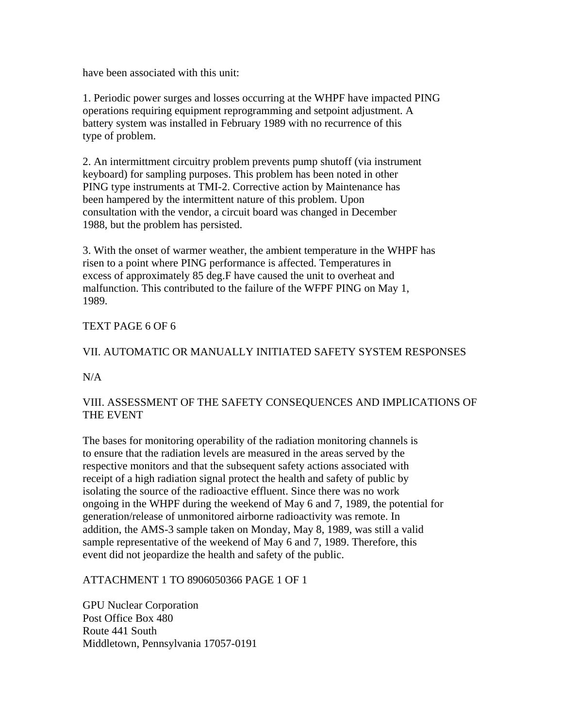have been associated with this unit:

1. Periodic power surges and losses occurring at the WHPF have impacted PING operations requiring equipment reprogramming and setpoint adjustment. A battery system was installed in February 1989 with no recurrence of this type of problem.

2. An intermittment circuitry problem prevents pump shutoff (via instrument keyboard) for sampling purposes. This problem has been noted in other PING type instruments at TMI-2. Corrective action by Maintenance has been hampered by the intermittent nature of this problem. Upon consultation with the vendor, a circuit board was changed in December 1988, but the problem has persisted.

3. With the onset of warmer weather, the ambient temperature in the WHPF has risen to a point where PING performance is affected. Temperatures in excess of approximately 85 deg.F have caused the unit to overheat and malfunction. This contributed to the failure of the WFPF PING on May 1, 1989.

TEXT PAGE 6 OF 6

## VII. AUTOMATIC OR MANUALLY INITIATED SAFETY SYSTEM RESPONSES

N/A

## VIII. ASSESSMENT OF THE SAFETY CONSEQUENCES AND IMPLICATIONS OF THE EVENT

The bases for monitoring operability of the radiation monitoring channels is to ensure that the radiation levels are measured in the areas served by the respective monitors and that the subsequent safety actions associated with receipt of a high radiation signal protect the health and safety of public by isolating the source of the radioactive effluent. Since there was no work ongoing in the WHPF during the weekend of May 6 and 7, 1989, the potential for generation/release of unmonitored airborne radioactivity was remote. In addition, the AMS-3 sample taken on Monday, May 8, 1989, was still a valid sample representative of the weekend of May 6 and 7, 1989. Therefore, this event did not jeopardize the health and safety of the public.

ATTACHMENT 1 TO 8906050366 PAGE 1 OF 1

GPU Nuclear Corporation
Post Office Box 480
Route 441 South
Middletown, Pennsylvania 17057-0191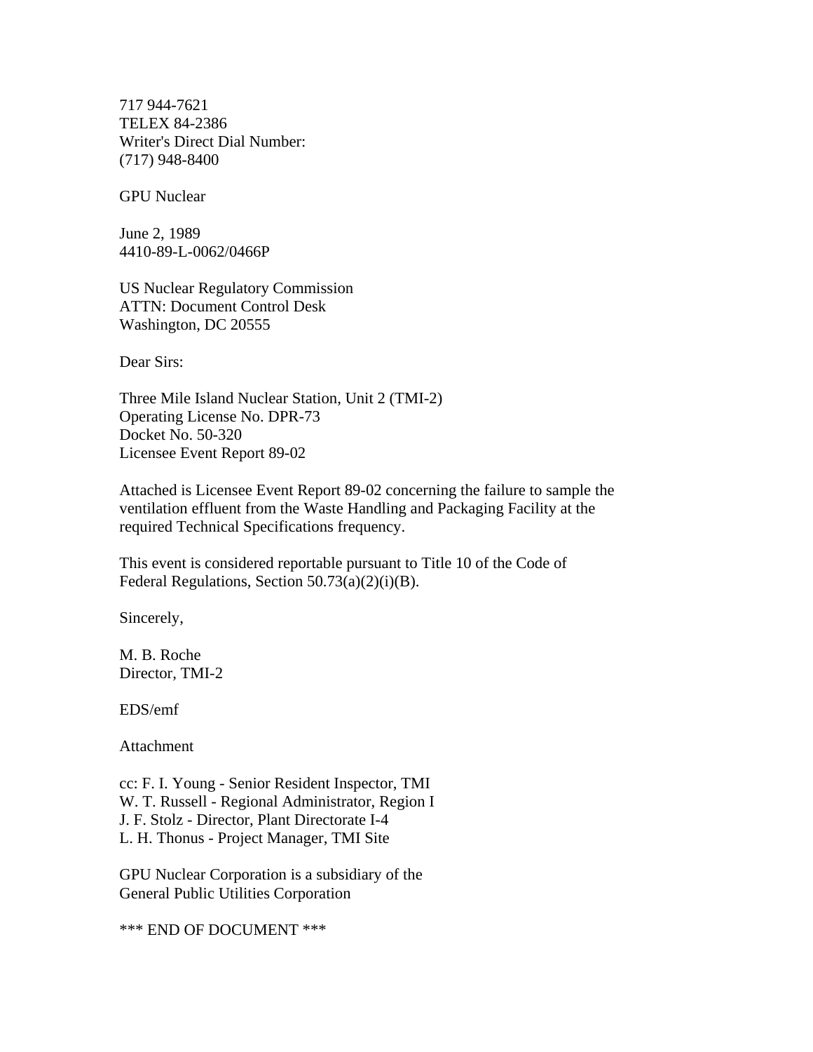717 944-7621
TELEX 84-2386
Writer's Direct Dial Number:
(717) 948-8400

GPU Nuclear

June 2, 1989
4410-89-L-0062/0466P

US Nuclear Regulatory Commission
ATTN: Document Control Desk
Washington, DC 20555

Dear Sirs:

Three Mile Island Nuclear Station, Unit 2 (TMI-2)
Operating License No. DPR-73
Docket No. 50-320
Licensee Event Report 89-02

Attached is Licensee Event Report 89-02 concerning the failure to sample the ventilation effluent from the Waste Handling and Packaging Facility at the required Technical Specifications frequency.

This event is considered reportable pursuant to Title 10 of the Code of Federal Regulations, Section 50.73(a)(2)(i)(B).

Sincerely,

M. B. Roche
Director, TMI-2

EDS/emf

Attachment

cc: F. I. Young - Senior Resident Inspector, TMI
W. T. Russell - Regional Administrator, Region I
J. F. Stolz - Director, Plant Directorate I-4
L. H. Thonus - Project Manager, TMI Site

GPU Nuclear Corporation is a subsidiary of the
General Public Utilities Corporation

*** END OF DOCUMENT ***